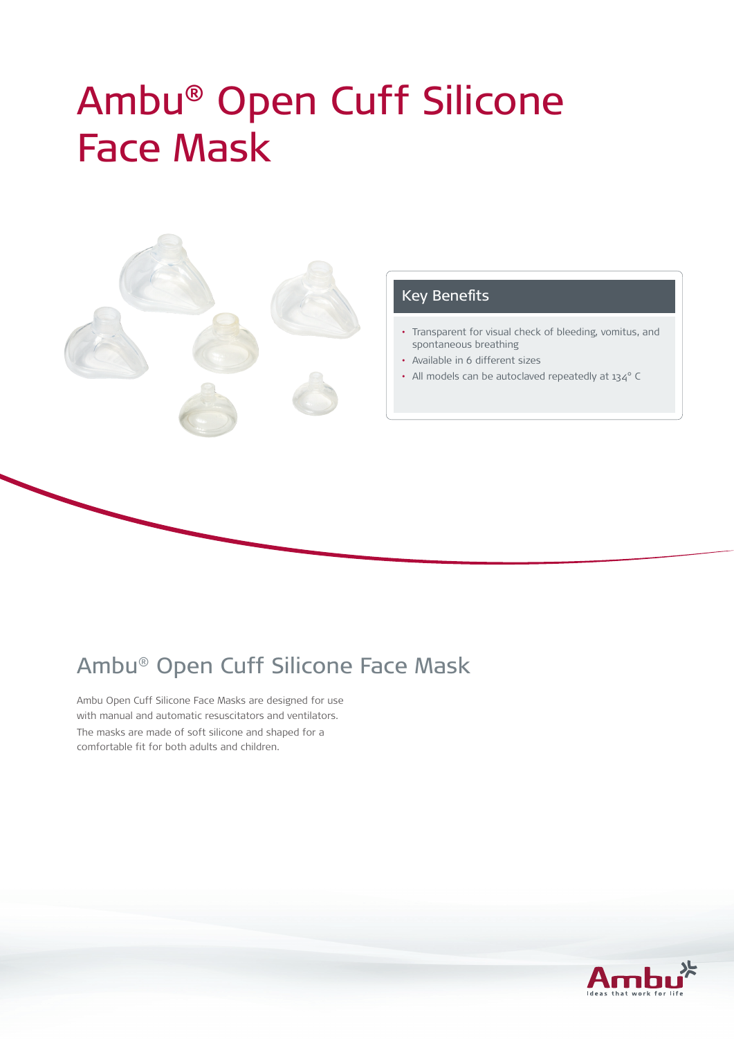# Ambu® Open Cuff Silicone Face Mask

## Key Benefits

- Transparent for visual check of bleeding, vomitus, and spontaneous breathing
- Available in 6 different sizes
- All models can be autoclaved repeatedly at 134° C

## Ambu® Open Cuff Silicone Face Mask

Ambu Open Cuff Silicone Face Masks are designed for use with manual and automatic resuscitators and ventilators. The masks are made of soft silicone and shaped for a comfortable fit for both adults and children.

Ambu
Ideas that work for life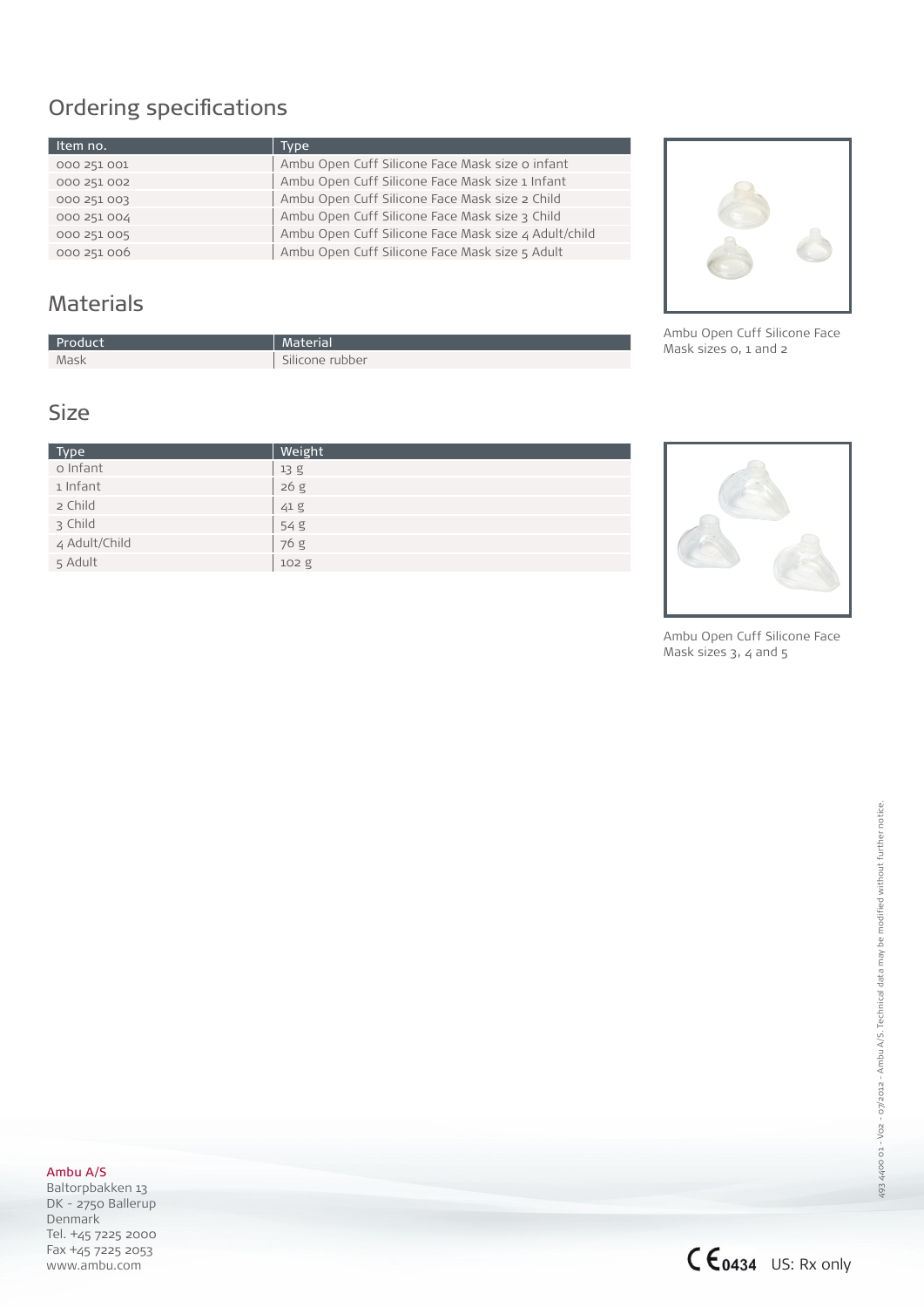## Ordering specifications

| Item no. | Type |
|---|---|
| 000 251 001 | Ambu Open Cuff Silicone Face Mask size 0 infant |
| 000 251 002 | Ambu Open Cuff Silicone Face Mask size 1 Infant |
| 000 251 003 | Ambu Open Cuff Silicone Face Mask size 2 Child |
| 000 251 004 | Ambu Open Cuff Silicone Face Mask size 3 Child |
| 000 251 005 | Ambu Open Cuff Silicone Face Mask size 4 Adult/child |
| 000 251 006 | Ambu Open Cuff Silicone Face Mask size 5 Adult |

Ambu Open Cuff Silicone Face Mask sizes 0, 1 and 2

## Materials

| Product | Material |
|---|---|
| Mask | Silicone rubber |

## Size

| Type | Weight |
|---|---|
| 0 Infant | 13 g |
| 1 Infant | 26 g |
| 2 Child | 41 g |
| 3 Child | 54 g |
| 4 Adult/Child | 76 g |
| 5 Adult | 102 g |

Ambu Open Cuff Silicone Face Mask sizes 3, 4 and 5

493 4400 01 - V02 - 07/2012 - Ambu A/S. Technical data may be modified without further notice.

Ambu A/S
Baltorpbakken 13
DK - 2750 Ballerup
Denmark
Tel. +45 7225 2000
Fax +45 7225 2053
www.ambu.com

CE 0434 US: Rx only